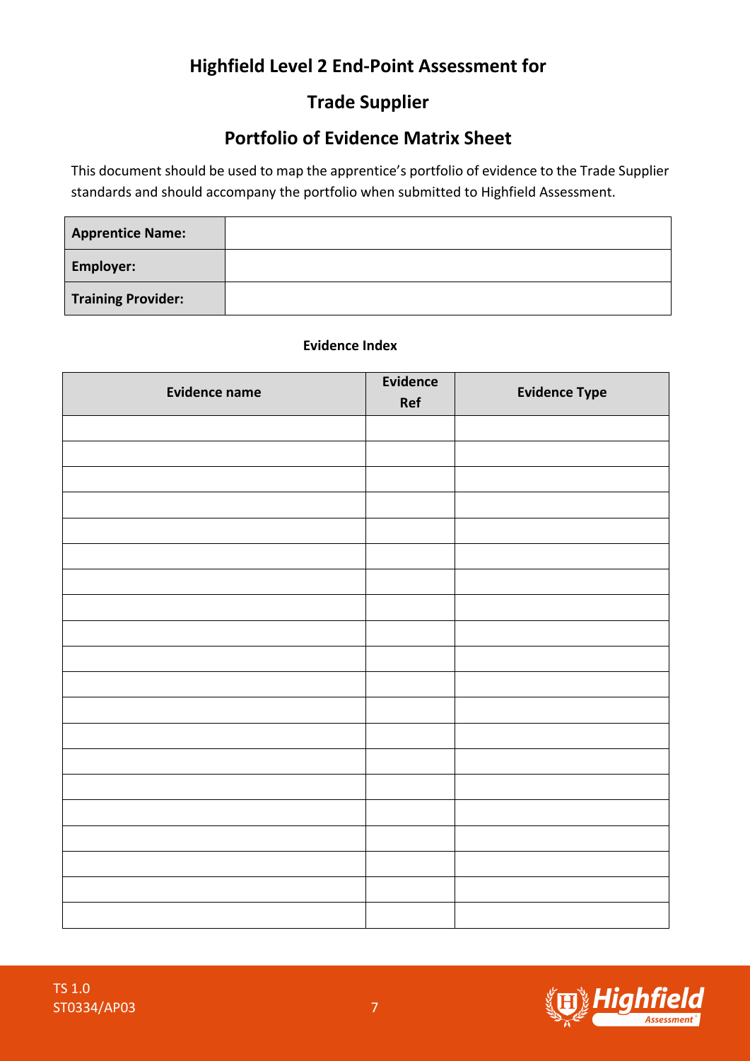# Highfield Level 2 End-Point Assessment for

# Trade Supplier

## Portfolio of Evidence Matrix Sheet

This document should be used to map the apprentice's portfolio of evidence to the Trade Supplier standards and should accompany the portfolio when submitted to Highfield Assessment.

| **Apprentice Name:** | |
|---|---|
| **Employer:** | |
| **Training Provider:** | |

**Evidence Index**

| Evidence name | Evidence Ref | Evidence Type |
|---|---|---|
| | | |
| | | |
| | | |
| | | |
| | | |
| | | |
| | | |
| | | |
| | | |
| | | |
| | | |
| | | |
| | | |
| | | |
| | | |
| | | |
| | | |
| | | |
| | | |
| | | |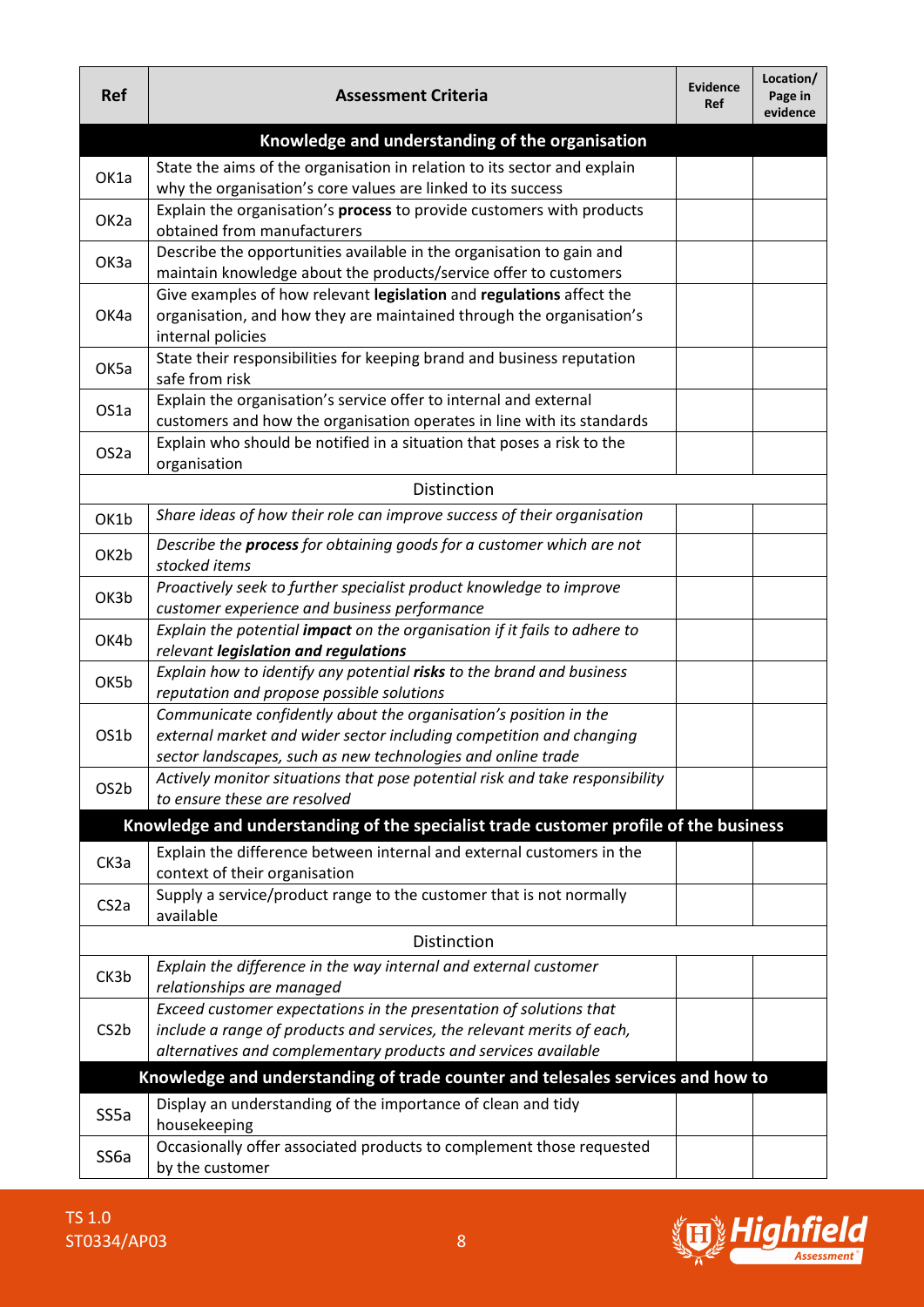| Ref | Assessment Criteria | Evidence Ref | Location/ Page in evidence |
|---|---|---|---|
| | **Knowledge and understanding of the organisation** | | |
| OK1a | State the aims of the organisation in relation to its sector and explain why the organisation's core values are linked to its success | | |
| OK2a | Explain the organisation's **process** to provide customers with products obtained from manufacturers | | |
| OK3a | Describe the opportunities available in the organisation to gain and maintain knowledge about the products/service offer to customers | | |
| OK4a | Give examples of how relevant **legislation** and **regulations** affect the organisation, and how they are maintained through the organisation's internal policies | | |
| OK5a | State their responsibilities for keeping brand and business reputation safe from risk | | |
| OS1a | Explain the organisation's service offer to internal and external customers and how the organisation operates in line with its standards | | |
| OS2a | Explain who should be notified in a situation that poses a risk to the organisation | | |
| | Distinction | | |
| OK1b | *Share ideas of how their role can improve success of their organisation* | | |
| OK2b | *Describe the **process** for obtaining goods for a customer which are not stocked items* | | |
| OK3b | *Proactively seek to further specialist product knowledge to improve customer experience and business performance* | | |
| OK4b | *Explain the potential **impact** on the organisation if it fails to adhere to relevant **legislation and regulations*** | | |
| OK5b | *Explain how to identify any potential **risks** to the brand and business reputation and propose possible solutions* | | |
| OS1b | *Communicate confidently about the organisation's position in the external market and wider sector including competition and changing sector landscapes, such as new technologies and online trade* | | |
| OS2b | *Actively monitor situations that pose potential risk and take responsibility to ensure these are resolved* | | |
| | **Knowledge and understanding of the specialist trade customer profile of the business** | | |
| CK3a | Explain the difference between internal and external customers in the context of their organisation | | |
| CS2a | Supply a service/product range to the customer that is not normally available | | |
| | Distinction | | |
| CK3b | *Explain the difference in the way internal and external customer relationships are managed* | | |
| CS2b | *Exceed customer expectations in the presentation of solutions that include a range of products and services, the relevant merits of each, alternatives and complementary products and services available* | | |
| | **Knowledge and understanding of trade counter and telesales services and how to** | | |
| SS5a | Display an understanding of the importance of clean and tidy housekeeping | | |
| SS6a | Occasionally offer associated products to complement those requested by the customer | | |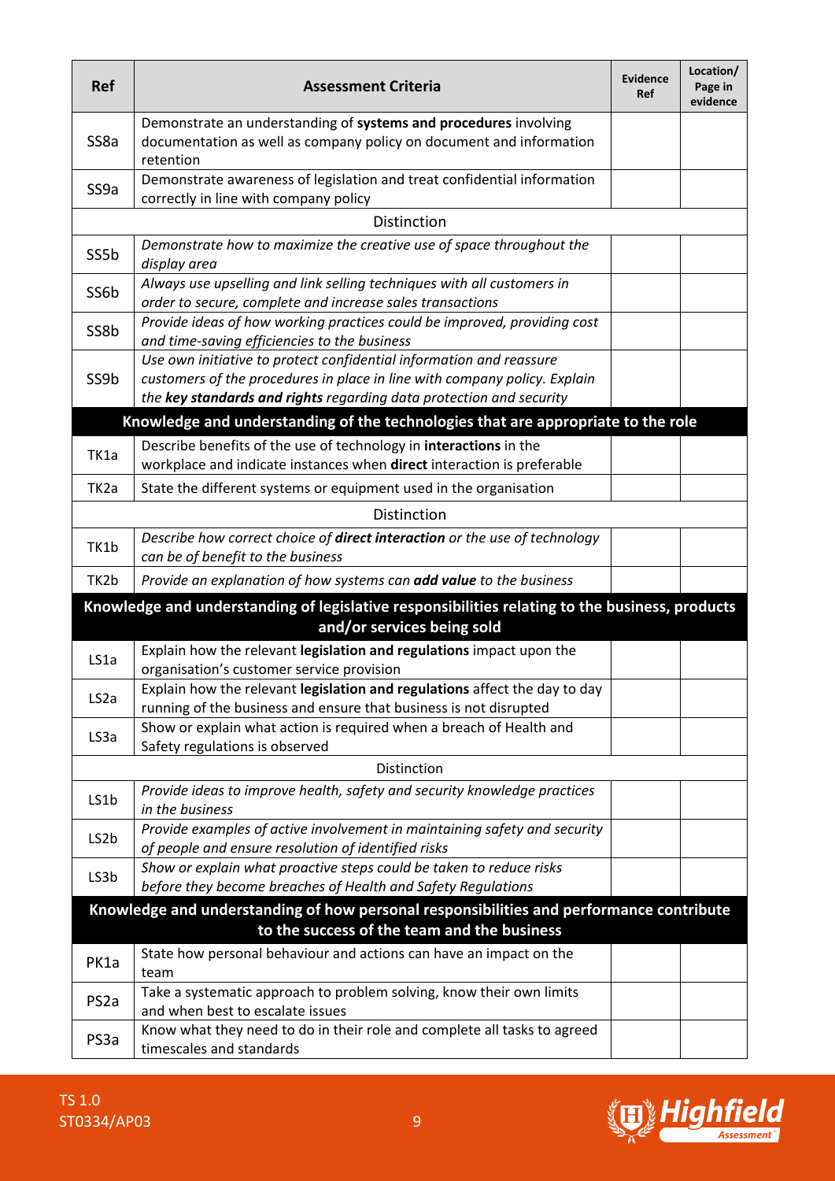| Ref | Assessment Criteria | Evidence Ref | Location/ Page in evidence |
|---|---|---|---|
| SS8a | Demonstrate an understanding of **systems and procedures** involving documentation as well as company policy on document and information retention | | |
| SS9a | Demonstrate awareness of legislation and treat confidential information correctly in line with company policy | | |
| | Distinction | | |
| SS5b | *Demonstrate how to maximize the creative use of space throughout the display area* | | |
| SS6b | *Always use upselling and link selling techniques with all customers in order to secure, complete and increase sales transactions* | | |
| SS8b | *Provide ideas of how working practices could be improved, providing cost and time-saving efficiencies to the business* | | |
| SS9b | *Use own initiative to protect confidential information and reassure customers of the procedures in place in line with company policy. Explain the **key standards and rights** regarding data protection and security* | | |
| | **Knowledge and understanding of the technologies that are appropriate to the role** | | |
| TK1a | Describe benefits of the use of technology in **interactions** in the workplace and indicate instances when **direct** interaction is preferable | | |
| TK2a | State the different systems or equipment used in the organisation | | |
| | Distinction | | |
| TK1b | *Describe how correct choice of **direct interaction** or the use of technology can be of benefit to the business* | | |
| TK2b | *Provide an explanation of how systems can **add value** to the business* | | |
| | **Knowledge and understanding of legislative responsibilities relating to the business, products and/or services being sold** | | |
| LS1a | Explain how the relevant **legislation and regulations** impact upon the organisation's customer service provision | | |
| LS2a | Explain how the relevant **legislation and regulations** affect the day to day running of the business and ensure that business is not disrupted | | |
| LS3a | Show or explain what action is required when a breach of Health and Safety regulations is observed | | |
| | Distinction | | |
| LS1b | *Provide ideas to improve health, safety and security knowledge practices in the business* | | |
| LS2b | *Provide examples of active involvement in maintaining safety and security of people and ensure resolution of identified risks* | | |
| LS3b | *Show or explain what proactive steps could be taken to reduce risks before they become breaches of Health and Safety Regulations* | | |
| | **Knowledge and understanding of how personal responsibilities and performance contribute to the success of the team and the business** | | |
| PK1a | State how personal behaviour and actions can have an impact on the team | | |
| PS2a | Take a systematic approach to problem solving, know their own limits and when best to escalate issues | | |
| PS3a | Know what they need to do in their role and complete all tasks to agreed timescales and standards | | |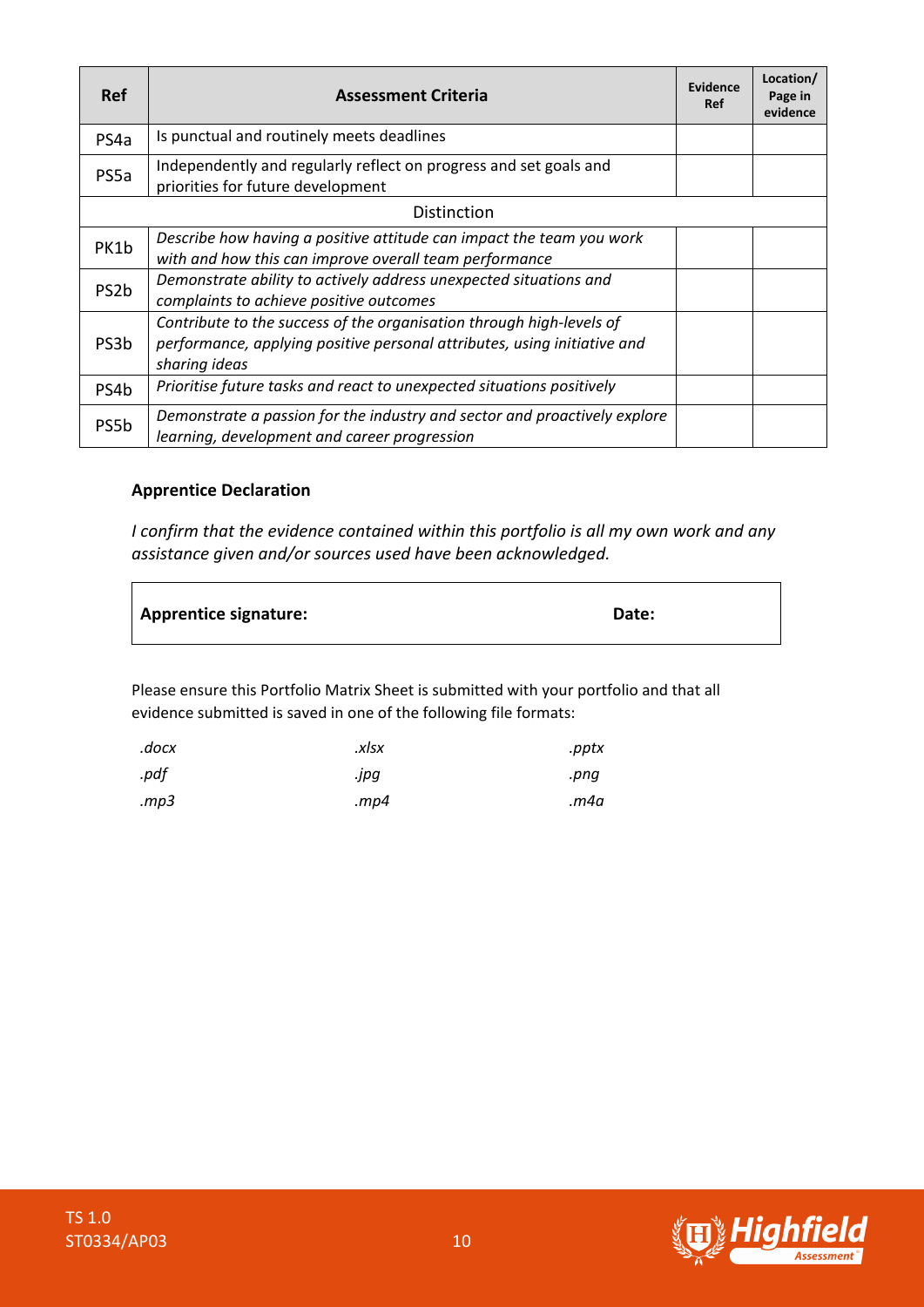| Ref | Assessment Criteria | Evidence Ref | Location/ Page in evidence |
|---|---|---|---|
| PS4a | Is punctual and routinely meets deadlines | | |
| PS5a | Independently and regularly reflect on progress and set goals and priorities for future development | | |
| | Distinction | | |
| PK1b | *Describe how having a positive attitude can impact the team you work with and how this can improve overall team performance* | | |
| PS2b | *Demonstrate ability to actively address unexpected situations and complaints to achieve positive outcomes* | | |
| PS3b | *Contribute to the success of the organisation through high-levels of performance, applying positive personal attributes, using initiative and sharing ideas* | | |
| PS4b | *Prioritise future tasks and react to unexpected situations positively* | | |
| PS5b | *Demonstrate a passion for the industry and sector and proactively explore learning, development and career progression* | | |

**Apprentice Declaration**

*I confirm that the evidence contained within this portfolio is all my own work and any assistance given and/or sources used have been acknowledged.*

| | |
|---|---|
| **Apprentice signature:** | **Date:** |

Please ensure this Portfolio Matrix Sheet is submitted with your portfolio and that all evidence submitted is saved in one of the following file formats:

| | | |
|---|---|---|
| *.docx* | *.xlsx* | *.pptx* |
| *.pdf* | *.jpg* | *.png* |
| *.mp3* | *.mp4* | *.m4a* |